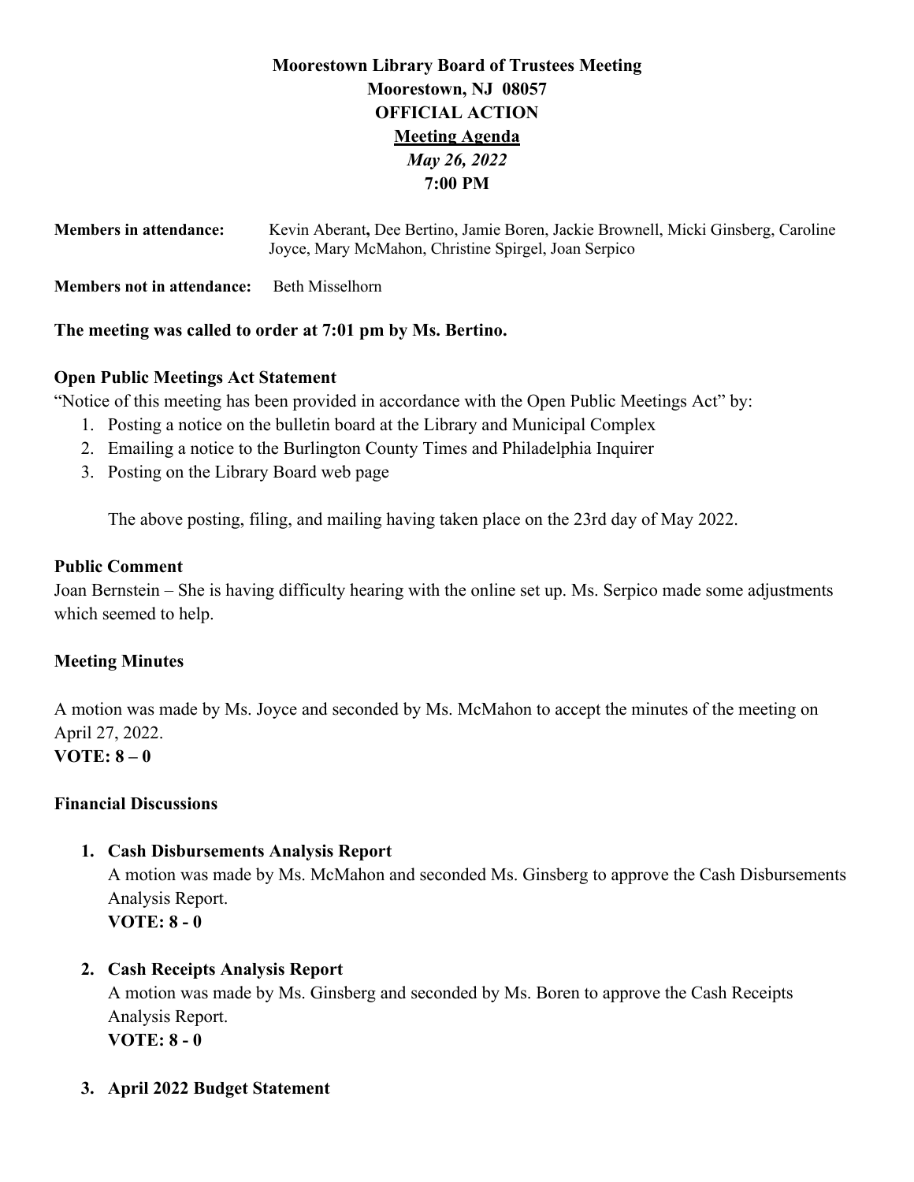# Moorestown Library Board of Trustees Meeting
## Moorestown, NJ 08057
## OFFICIAL ACTION
## Meeting Agenda
### *May 26, 2022*
### 7:00 PM

**Members in attendance:** Kevin Aberant**,** Dee Bertino, Jamie Boren, Jackie Brownell, Micki Ginsberg, Caroline Joyce, Mary McMahon, Christine Spirgel, Joan Serpico

**Members not in attendance:** Beth Misselhorn

**The meeting was called to order at 7:01 pm by Ms. Bertino.**

**Open Public Meetings Act Statement**

"Notice of this meeting has been provided in accordance with the Open Public Meetings Act" by:

1. Posting a notice on the bulletin board at the Library and Municipal Complex
2. Emailing a notice to the Burlington County Times and Philadelphia Inquirer
3. Posting on the Library Board web page

The above posting, filing, and mailing having taken place on the 23rd day of May 2022.

**Public Comment**

Joan Bernstein – She is having difficulty hearing with the online set up. Ms. Serpico made some adjustments which seemed to help.

**Meeting Minutes**

A motion was made by Ms. Joyce and seconded by Ms. McMahon to accept the minutes of the meeting on April 27, 2022.

**VOTE: 8 – 0**

**Financial Discussions**

1. **Cash Disbursements Analysis Report**
   A motion was made by Ms. McMahon and seconded Ms. Ginsberg to approve the Cash Disbursements Analysis Report.
   **VOTE: 8 - 0**

2. **Cash Receipts Analysis Report**
   A motion was made by Ms. Ginsberg and seconded by Ms. Boren to approve the Cash Receipts Analysis Report.
   **VOTE: 8 - 0**

3. **April 2022 Budget Statement**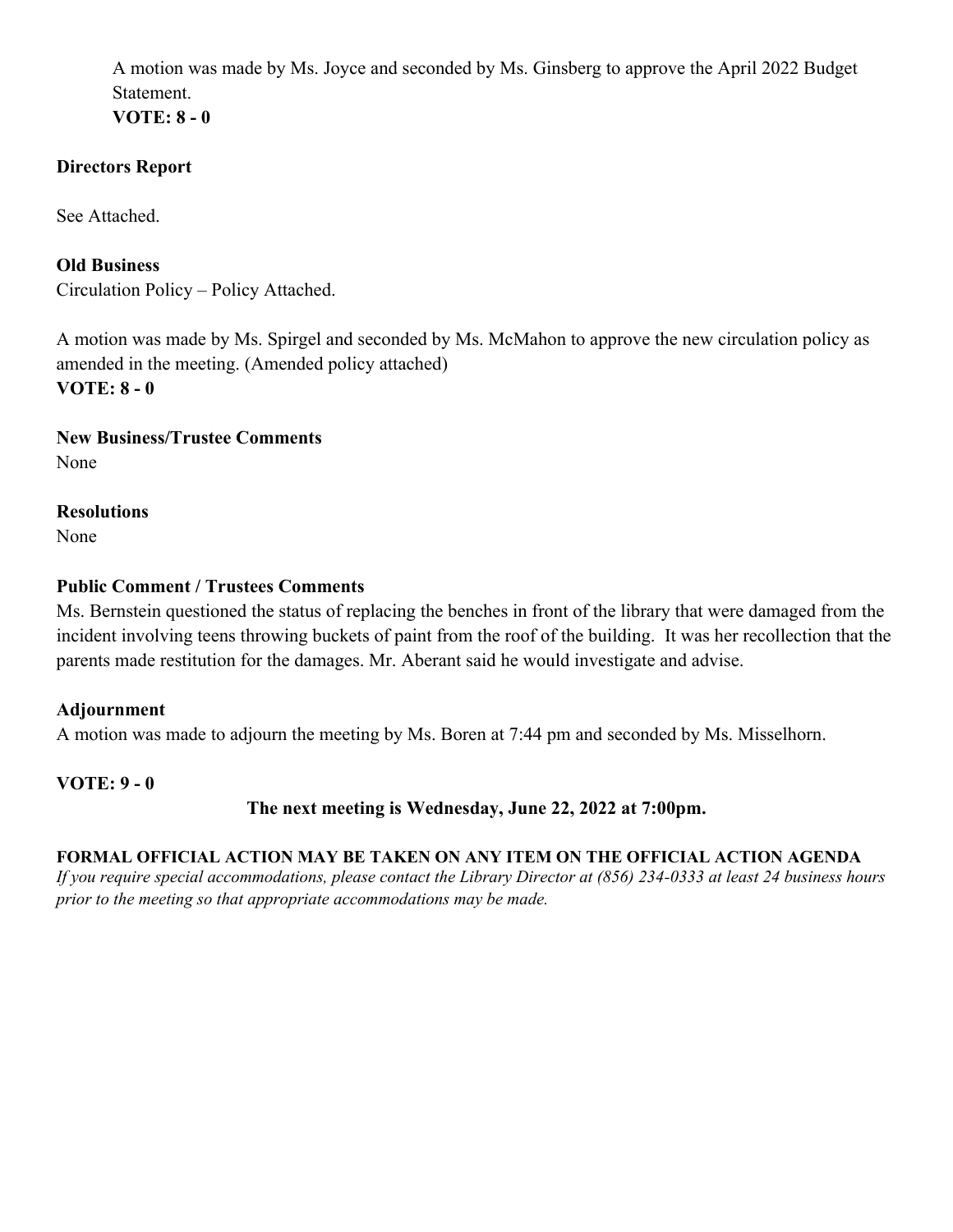A motion was made by Ms. Joyce and seconded by Ms. Ginsberg to approve the April 2022 Budget Statement.
**VOTE: 8 - 0**

**Directors Report**

See Attached.

**Old Business**
Circulation Policy – Policy Attached.

A motion was made by Ms. Spirgel and seconded by Ms. McMahon to approve the new circulation policy as amended in the meeting. (Amended policy attached)
**VOTE: 8 - 0**

**New Business/Trustee Comments**
None

**Resolutions**
None

**Public Comment / Trustees Comments**
Ms. Bernstein questioned the status of replacing the benches in front of the library that were damaged from the incident involving teens throwing buckets of paint from the roof of the building. It was her recollection that the parents made restitution for the damages. Mr. Aberant said he would investigate and advise.

**Adjournment**
A motion was made to adjourn the meeting by Ms. Boren at 7:44 pm and seconded by Ms. Misselhorn.

**VOTE: 9 - 0**

**The next meeting is Wednesday, June 22, 2022 at 7:00pm.**

**FORMAL OFFICIAL ACTION MAY BE TAKEN ON ANY ITEM ON THE OFFICIAL ACTION AGENDA**
*If you require special accommodations, please contact the Library Director at (856) 234-0333 at least 24 business hours prior to the meeting so that appropriate accommodations may be made.*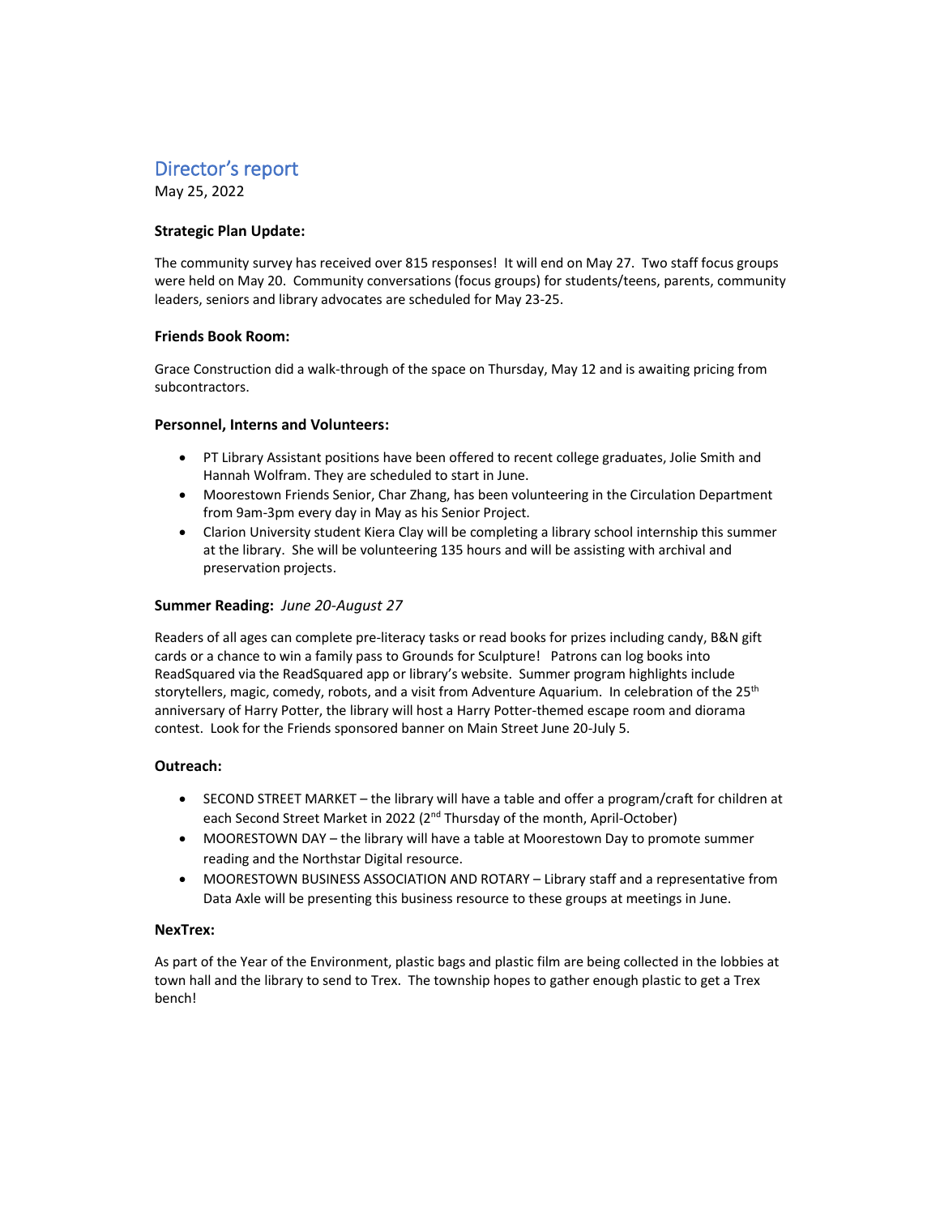# Director's report

May 25, 2022

**Strategic Plan Update:**

The community survey has received over 815 responses! It will end on May 27. Two staff focus groups were held on May 20. Community conversations (focus groups) for students/teens, parents, community leaders, seniors and library advocates are scheduled for May 23-25.

**Friends Book Room:**

Grace Construction did a walk-through of the space on Thursday, May 12 and is awaiting pricing from subcontractors.

**Personnel, Interns and Volunteers:**

- PT Library Assistant positions have been offered to recent college graduates, Jolie Smith and Hannah Wolfram. They are scheduled to start in June.
- Moorestown Friends Senior, Char Zhang, has been volunteering in the Circulation Department from 9am-3pm every day in May as his Senior Project.
- Clarion University student Kiera Clay will be completing a library school internship this summer at the library. She will be volunteering 135 hours and will be assisting with archival and preservation projects.

**Summer Reading:** *June 20-August 27*

Readers of all ages can complete pre-literacy tasks or read books for prizes including candy, B&N gift cards or a chance to win a family pass to Grounds for Sculpture! Patrons can log books into ReadSquared via the ReadSquared app or library's website. Summer program highlights include storytellers, magic, comedy, robots, and a visit from Adventure Aquarium. In celebration of the 25th anniversary of Harry Potter, the library will host a Harry Potter-themed escape room and diorama contest. Look for the Friends sponsored banner on Main Street June 20-July 5.

**Outreach:**

- SECOND STREET MARKET – the library will have a table and offer a program/craft for children at each Second Street Market in 2022 (2nd Thursday of the month, April-October)
- MOORESTOWN DAY – the library will have a table at Moorestown Day to promote summer reading and the Northstar Digital resource.
- MOORESTOWN BUSINESS ASSOCIATION AND ROTARY – Library staff and a representative from Data Axle will be presenting this business resource to these groups at meetings in June.

**NexTrex:**

As part of the Year of the Environment, plastic bags and plastic film are being collected in the lobbies at town hall and the library to send to Trex. The township hopes to gather enough plastic to get a Trex bench!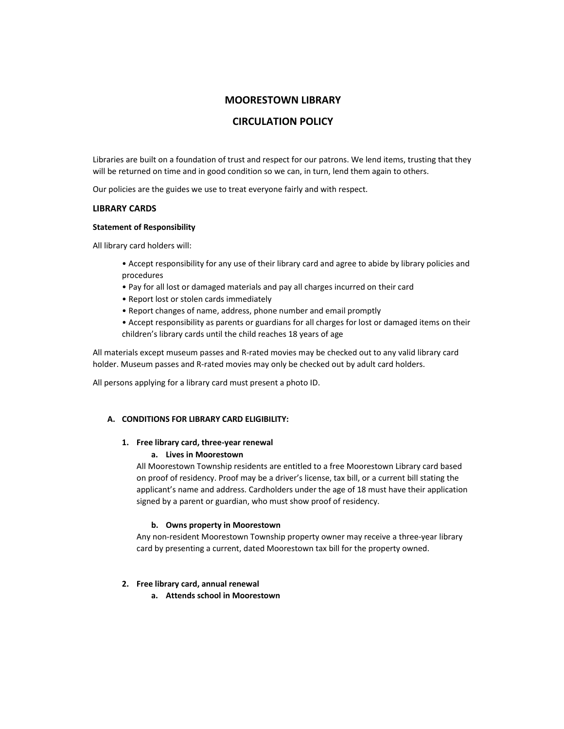# MOORESTOWN LIBRARY

# CIRCULATION POLICY

Libraries are built on a foundation of trust and respect for our patrons. We lend items, trusting that they will be returned on time and in good condition so we can, in turn, lend them again to others.

Our policies are the guides we use to treat everyone fairly and with respect.

## LIBRARY CARDS

### Statement of Responsibility

All library card holders will:

- Accept responsibility for any use of their library card and agree to abide by library policies and procedures
- Pay for all lost or damaged materials and pay all charges incurred on their card
- Report lost or stolen cards immediately
- Report changes of name, address, phone number and email promptly
- Accept responsibility as parents or guardians for all charges for lost or damaged items on their children's library cards until the child reaches 18 years of age

All materials except museum passes and R-rated movies may be checked out to any valid library card holder. Museum passes and R-rated movies may only be checked out by adult card holders.

All persons applying for a library card must present a photo ID.

### A. CONDITIONS FOR LIBRARY CARD ELIGIBILITY:

**1. Free library card, three-year renewal**

**a. Lives in Moorestown**

All Moorestown Township residents are entitled to a free Moorestown Library card based on proof of residency. Proof may be a driver's license, tax bill, or a current bill stating the applicant's name and address. Cardholders under the age of 18 must have their application signed by a parent or guardian, who must show proof of residency.

**b. Owns property in Moorestown**

Any non-resident Moorestown Township property owner may receive a three-year library card by presenting a current, dated Moorestown tax bill for the property owned.

**2. Free library card, annual renewal**

**a. Attends school in Moorestown**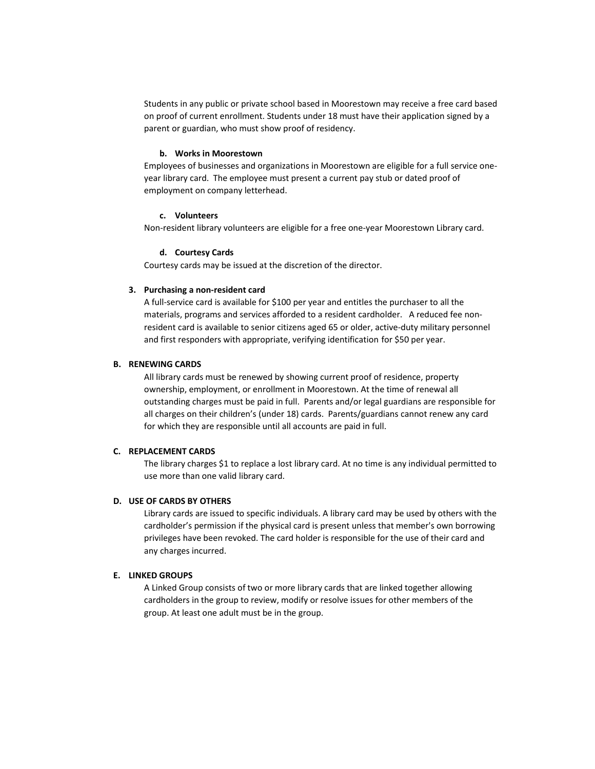Students in any public or private school based in Moorestown may receive a free card based on proof of current enrollment. Students under 18 must have their application signed by a parent or guardian, who must show proof of residency.

**b. Works in Moorestown**

Employees of businesses and organizations in Moorestown are eligible for a full service one-year library card. The employee must present a current pay stub or dated proof of employment on company letterhead.

**c. Volunteers**

Non-resident library volunteers are eligible for a free one-year Moorestown Library card.

**d. Courtesy Cards**

Courtesy cards may be issued at the discretion of the director.

**3. Purchasing a non-resident card**

A full-service card is available for $100 per year and entitles the purchaser to all the materials, programs and services afforded to a resident cardholder. A reduced fee non-resident card is available to senior citizens aged 65 or older, active-duty military personnel and first responders with appropriate, verifying identification for $50 per year.

**B. RENEWING CARDS**

All library cards must be renewed by showing current proof of residence, property ownership, employment, or enrollment in Moorestown. At the time of renewal all outstanding charges must be paid in full. Parents and/or legal guardians are responsible for all charges on their children's (under 18) cards. Parents/guardians cannot renew any card for which they are responsible until all accounts are paid in full.

**C. REPLACEMENT CARDS**

The library charges $1 to replace a lost library card. At no time is any individual permitted to use more than one valid library card.

**D. USE OF CARDS BY OTHERS**

Library cards are issued to specific individuals. A library card may be used by others with the cardholder's permission if the physical card is present unless that member's own borrowing privileges have been revoked. The card holder is responsible for the use of their card and any charges incurred.

**E. LINKED GROUPS**

A Linked Group consists of two or more library cards that are linked together allowing cardholders in the group to review, modify or resolve issues for other members of the group. At least one adult must be in the group.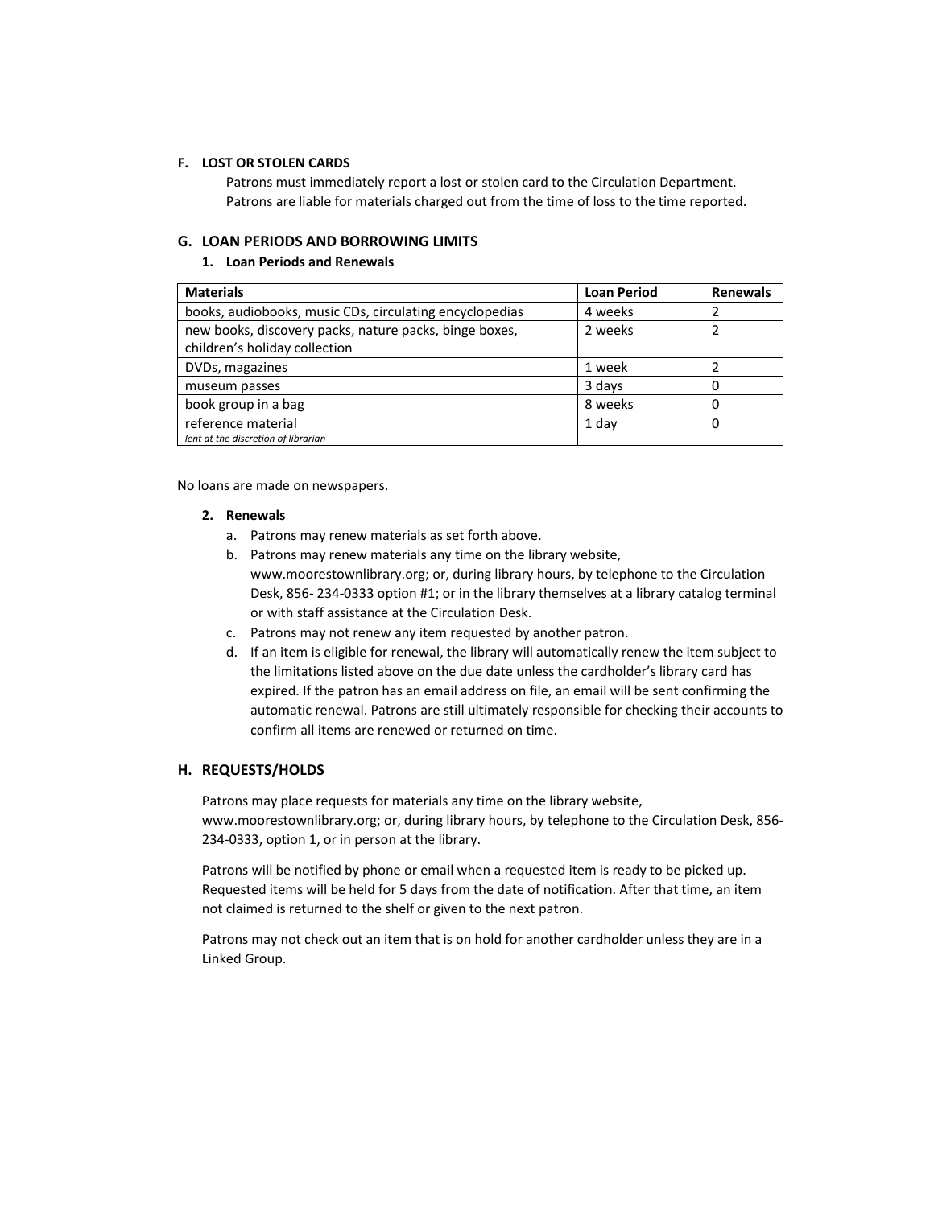**F. LOST OR STOLEN CARDS**

Patrons must immediately report a lost or stolen card to the Circulation Department. Patrons are liable for materials charged out from the time of loss to the time reported.

## G. LOAN PERIODS AND BORROWING LIMITS

**1. Loan Periods and Renewals**

| Materials | Loan Period | Renewals |
|---|---|---|
| books, audiobooks, music CDs, circulating encyclopedias | 4 weeks | 2 |
| new books, discovery packs, nature packs, binge boxes, children's holiday collection | 2 weeks | 2 |
| DVDs, magazines | 1 week | 2 |
| museum passes | 3 days | 0 |
| book group in a bag | 8 weeks | 0 |
| reference material *lent at the discretion of librarian* | 1 day | 0 |

No loans are made on newspapers.

**2. Renewals**

a. Patrons may renew materials as set forth above.

b. Patrons may renew materials any time on the library website, www.moorestownlibrary.org; or, during library hours, by telephone to the Circulation Desk, 856- 234-0333 option #1; or in the library themselves at a library catalog terminal or with staff assistance at the Circulation Desk.

c. Patrons may not renew any item requested by another patron.

d. If an item is eligible for renewal, the library will automatically renew the item subject to the limitations listed above on the due date unless the cardholder's library card has expired. If the patron has an email address on file, an email will be sent confirming the automatic renewal. Patrons are still ultimately responsible for checking their accounts to confirm all items are renewed or returned on time.

## H. REQUESTS/HOLDS

Patrons may place requests for materials any time on the library website, www.moorestownlibrary.org; or, during library hours, by telephone to the Circulation Desk, 856-234-0333, option 1, or in person at the library.

Patrons will be notified by phone or email when a requested item is ready to be picked up. Requested items will be held for 5 days from the date of notification. After that time, an item not claimed is returned to the shelf or given to the next patron.

Patrons may not check out an item that is on hold for another cardholder unless they are in a Linked Group.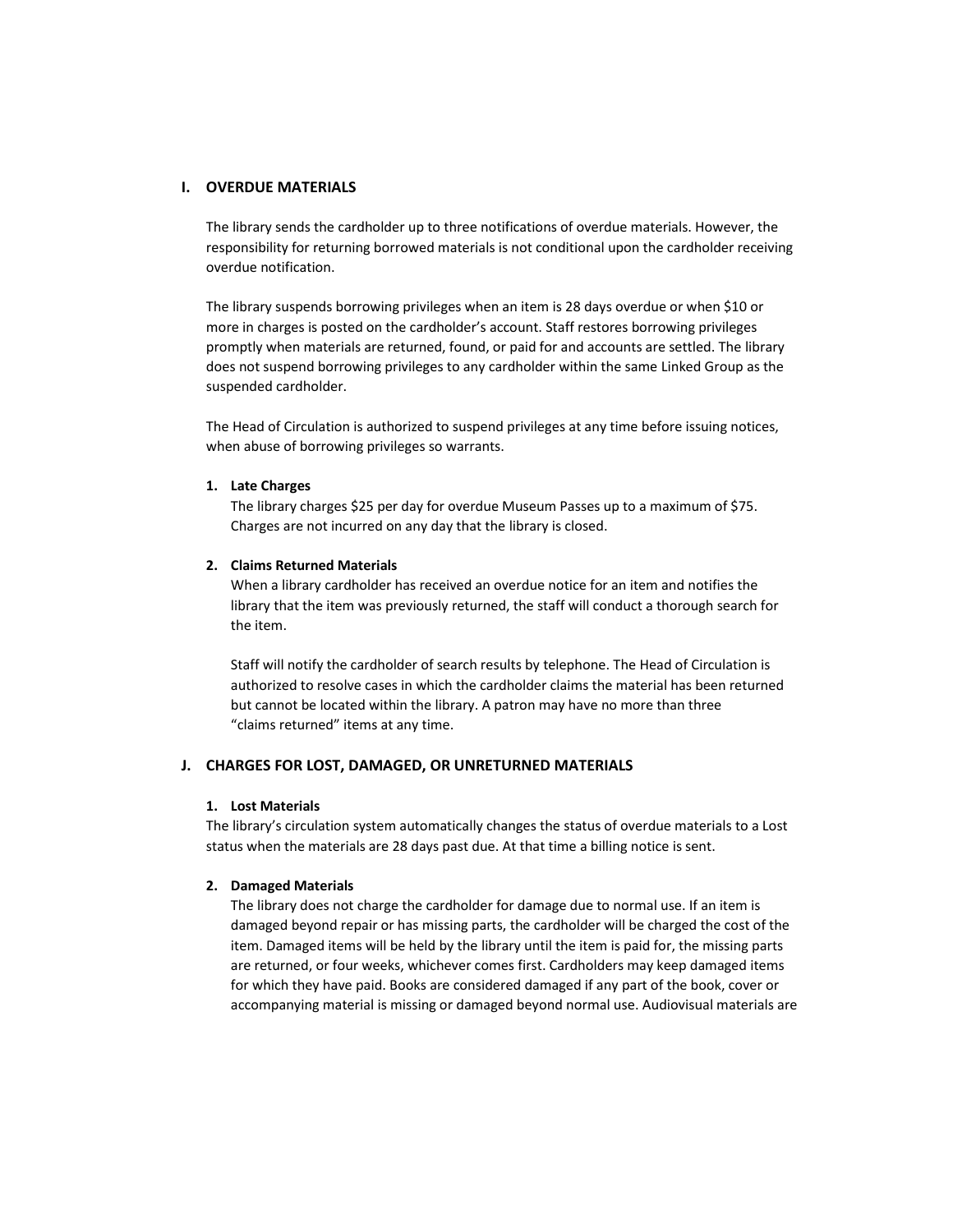## I. OVERDUE MATERIALS

The library sends the cardholder up to three notifications of overdue materials. However, the responsibility for returning borrowed materials is not conditional upon the cardholder receiving overdue notification.

The library suspends borrowing privileges when an item is 28 days overdue or when $10 or more in charges is posted on the cardholder's account. Staff restores borrowing privileges promptly when materials are returned, found, or paid for and accounts are settled. The library does not suspend borrowing privileges to any cardholder within the same Linked Group as the suspended cardholder.

The Head of Circulation is authorized to suspend privileges at any time before issuing notices, when abuse of borrowing privileges so warrants.

### 1. Late Charges

The library charges $25 per day for overdue Museum Passes up to a maximum of $75. Charges are not incurred on any day that the library is closed.

### 2. Claims Returned Materials

When a library cardholder has received an overdue notice for an item and notifies the library that the item was previously returned, the staff will conduct a thorough search for the item.

Staff will notify the cardholder of search results by telephone. The Head of Circulation is authorized to resolve cases in which the cardholder claims the material has been returned but cannot be located within the library. A patron may have no more than three "claims returned" items at any time.

## J. CHARGES FOR LOST, DAMAGED, OR UNRETURNED MATERIALS

### 1. Lost Materials

The library's circulation system automatically changes the status of overdue materials to a Lost status when the materials are 28 days past due. At that time a billing notice is sent.

### 2. Damaged Materials

The library does not charge the cardholder for damage due to normal use. If an item is damaged beyond repair or has missing parts, the cardholder will be charged the cost of the item. Damaged items will be held by the library until the item is paid for, the missing parts are returned, or four weeks, whichever comes first. Cardholders may keep damaged items for which they have paid. Books are considered damaged if any part of the book, cover or accompanying material is missing or damaged beyond normal use. Audiovisual materials are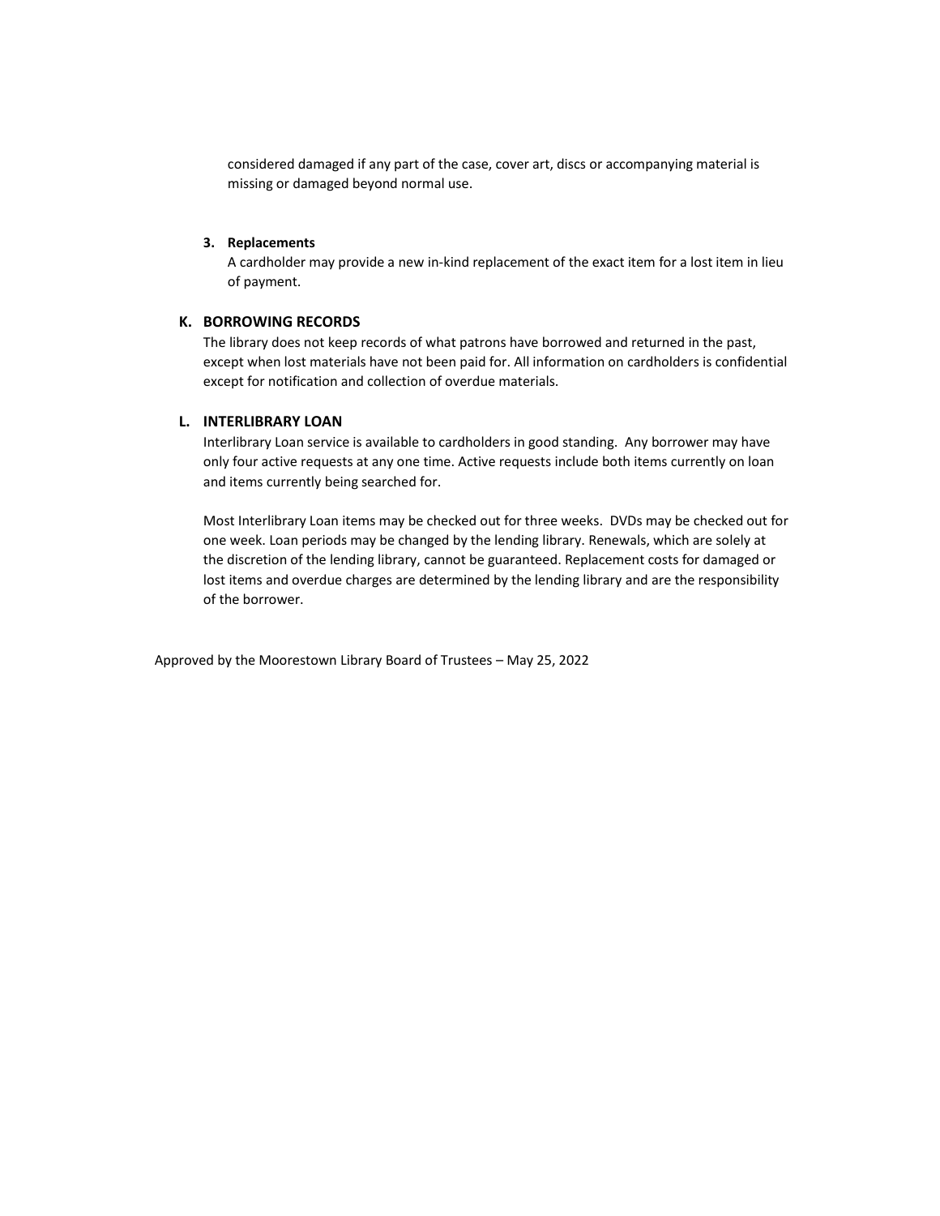considered damaged if any part of the case, cover art, discs or accompanying material is missing or damaged beyond normal use.

3. **Replacements**
   
   A cardholder may provide a new in-kind replacement of the exact item for a lost item in lieu of payment.

## K. BORROWING RECORDS

The library does not keep records of what patrons have borrowed and returned in the past, except when lost materials have not been paid for. All information on cardholders is confidential except for notification and collection of overdue materials.

## L. INTERLIBRARY LOAN

Interlibrary Loan service is available to cardholders in good standing. Any borrower may have only four active requests at any one time. Active requests include both items currently on loan and items currently being searched for.

Most Interlibrary Loan items may be checked out for three weeks. DVDs may be checked out for one week. Loan periods may be changed by the lending library. Renewals, which are solely at the discretion of the lending library, cannot be guaranteed. Replacement costs for damaged or lost items and overdue charges are determined by the lending library and are the responsibility of the borrower.

Approved by the Moorestown Library Board of Trustees – May 25, 2022